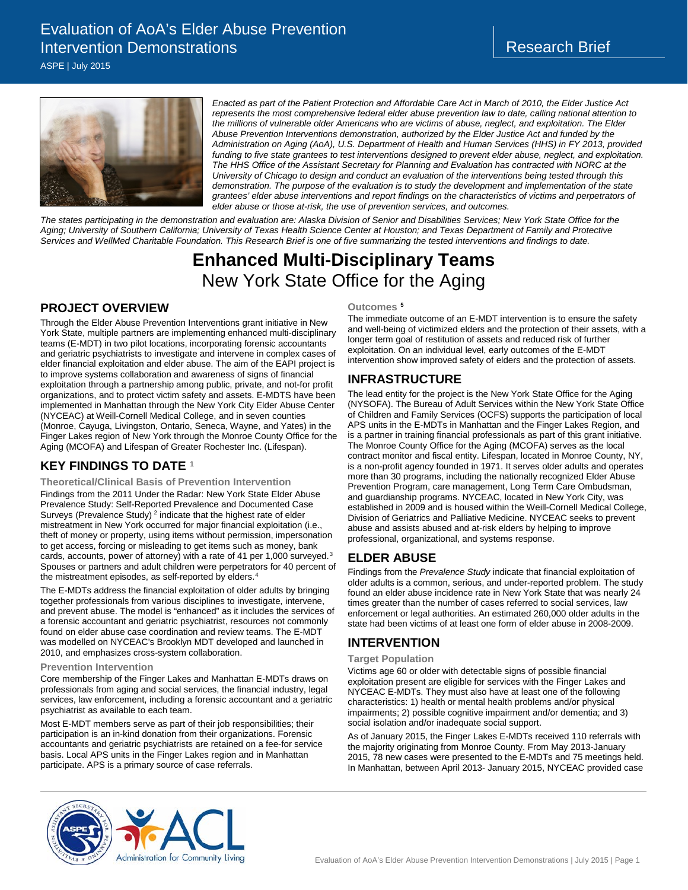# Evaluation of AoA's Elder Abuse Prevention Intervention Demonstrations

ASPE | July 2015

Research Brief

*Enacted as part of the Patient Protection and Affordable Care Act in March of 2010, the Elder Justice Act represents the most comprehensive federal elder abuse prevention law to date, calling national attention to the millions of vulnerable older Americans who are victims of abuse, neglect, and exploitation. The Elder Abuse Prevention Interventions demonstration, authorized by the Elder Justice Act and funded by the Administration on Aging (AoA), U.S. Department of Health and Human Services (HHS) in FY 2013, provided funding to five state grantees to test interventions designed to prevent elder abuse, neglect, and exploitation. The HHS Office of the Assistant Secretary for Planning and Evaluation has contracted with NORC at the University of Chicago to design and conduct an evaluation of the interventions being tested through this demonstration. The purpose of the evaluation is to study the development and implementation of the state grantees' elder abuse interventions and report findings on the characteristics of victims and perpetrators of elder abuse or those at-risk, the use of prevention services, and outcomes.*

*The states participating in the demonstration and evaluation are: Alaska Division of Senior and Disabilities Services; New York State Office for the Aging; University of Southern California; University of Texas Health Science Center at Houston; and Texas Department of Family and Protective Services and WellMed Charitable Foundation. This Research Brief is one of five summarizing the tested interventions and findings to date.*

# Enhanced Multi-Disciplinary Teams
## New York State Office for the Aging

## PROJECT OVERVIEW

Through the Elder Abuse Prevention Interventions grant initiative in New York State, multiple partners are implementing enhanced multi-disciplinary teams (E-MDT) in two pilot locations, incorporating forensic accountants and geriatric psychiatrists to investigate and intervene in complex cases of elder financial exploitation and elder abuse. The aim of the EAPI project is to improve systems collaboration and awareness of signs of financial exploitation through a partnership among public, private, and not-for profit organizations, and to protect victim safety and assets. E-MDTS have been implemented in Manhattan through the New York City Elder Abuse Center (NYCEAC) at Weill-Cornell Medical College, and in seven counties (Monroe, Cayuga, Livingston, Ontario, Seneca, Wayne, and Yates) in the Finger Lakes region of New York through the Monroe County Office for the Aging (MCOFA) and Lifespan of Greater Rochester Inc. (Lifespan).

## KEY FINDINGS TO DATE [1]

### Theoretical/Clinical Basis of Prevention Intervention

Findings from the 2011 Under the Radar: New York State Elder Abuse Prevalence Study: Self-Reported Prevalence and Documented Case Surveys (Prevalence Study) [2] indicate that the highest rate of elder mistreatment in New York occurred for major financial exploitation (i.e., theft of money or property, using items without permission, impersonation to get access, forcing or misleading to get items such as money, bank cards, accounts, power of attorney) with a rate of 41 per 1,000 surveyed.[3] Spouses or partners and adult children were perpetrators for 40 percent of the mistreatment episodes, as self-reported by elders.[4]

The E-MDTs address the financial exploitation of older adults by bringing together professionals from various disciplines to investigate, intervene, and prevent abuse. The model is "enhanced" as it includes the services of a forensic accountant and geriatric psychiatrist, resources not commonly found on elder abuse case coordination and review teams. The E-MDT was modelled on NYCEAC's Brooklyn MDT developed and launched in 2010, and emphasizes cross-system collaboration.

### Prevention Intervention

Core membership of the Finger Lakes and Manhattan E-MDTs draws on professionals from aging and social services, the financial industry, legal services, law enforcement, including a forensic accountant and a geriatric psychiatrist as available to each team.

Most E-MDT members serve as part of their job responsibilities; their participation is an in-kind donation from their organizations. Forensic accountants and geriatric psychiatrists are retained on a fee-for service basis. Local APS units in the Finger Lakes region and in Manhattan participate. APS is a primary source of case referrals.

### Outcomes [5]

The immediate outcome of an E-MDT intervention is to ensure the safety and well-being of victimized elders and the protection of their assets, with a longer term goal of restitution of assets and reduced risk of further exploitation. On an individual level, early outcomes of the E-MDT intervention show improved safety of elders and the protection of assets.

## INFRASTRUCTURE

The lead entity for the project is the New York State Office for the Aging (NYSOFA). The Bureau of Adult Services within the New York State Office of Children and Family Services (OCFS) supports the participation of local APS units in the E-MDTs in Manhattan and the Finger Lakes Region, and is a partner in training financial professionals as part of this grant initiative. The Monroe County Office for the Aging (MCOFA) serves as the local contract monitor and fiscal entity. Lifespan, located in Monroe County, NY, is a non-profit agency founded in 1971. It serves older adults and operates more than 30 programs, including the nationally recognized Elder Abuse Prevention Program, care management, Long Term Care Ombudsman, and guardianship programs. NYCEAC, located in New York City, was established in 2009 and is housed within the Weill-Cornell Medical College, Division of Geriatrics and Palliative Medicine. NYCEAC seeks to prevent abuse and assists abused and at-risk elders by helping to improve professional, organizational, and systems response.

## ELDER ABUSE

Findings from the *Prevalence Study* indicate that financial exploitation of older adults is a common, serious, and under-reported problem. The study found an elder abuse incidence rate in New York State that was nearly 24 times greater than the number of cases referred to social services, law enforcement or legal authorities. An estimated 260,000 older adults in the state had been victims of at least one form of elder abuse in 2008-2009.

## INTERVENTION

### Target Population

Victims age 60 or older with detectable signs of possible financial exploitation present are eligible for services with the Finger Lakes and NYCEAC E-MDTs. They must also have at least one of the following characteristics: 1) health or mental health problems and/or physical impairments; 2) possible cognitive impairment and/or dementia; and 3) social isolation and/or inadequate social support.

As of January 2015, the Finger Lakes E-MDTs received 110 referrals with the majority originating from Monroe County. From May 2013-January 2015, 78 new cases were presented to the E-MDTs and 75 meetings held. In Manhattan, between April 2013- January 2015, NYCEAC provided case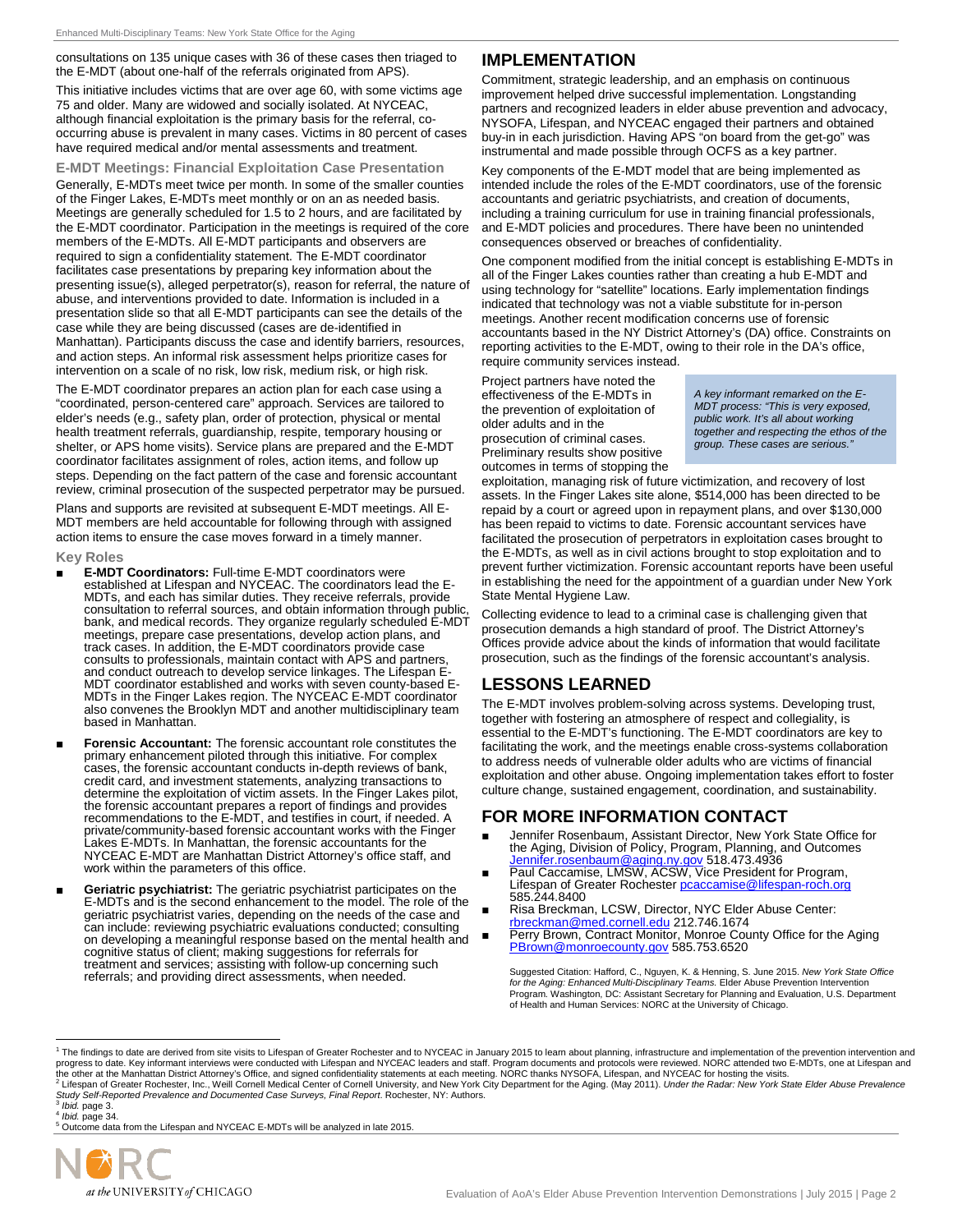consultations on 135 unique cases with 36 of these cases then triaged to the E-MDT (about one-half of the referrals originated from APS).

This initiative includes victims that are over age 60, with some victims age 75 and older. Many are widowed and socially isolated. At NYCEAC, although financial exploitation is the primary basis for the referral, co-occurring abuse is prevalent in many cases. Victims in 80 percent of cases have required medical and/or mental assessments and treatment.

### E-MDT Meetings: Financial Exploitation Case Presentation

Generally, E-MDTs meet twice per month. In some of the smaller counties of the Finger Lakes, E-MDTs meet monthly or on an as needed basis. Meetings are generally scheduled for 1.5 to 2 hours, and are facilitated by the E-MDT coordinator. Participation in the meetings is required of the core members of the E-MDTs. All E-MDT participants and observers are required to sign a confidentiality statement. The E-MDT coordinator facilitates case presentations by preparing key information about the presenting issue(s), alleged perpetrator(s), reason for referral, the nature of abuse, and interventions provided to date. Information is included in a presentation slide so that all E-MDT participants can see the details of the case while they are being discussed (cases are de-identified in Manhattan). Participants discuss the case and identify barriers, resources, and action steps. An informal risk assessment helps prioritize cases for intervention on a scale of no risk, low risk, medium risk, or high risk.

The E-MDT coordinator prepares an action plan for each case using a "coordinated, person-centered care" approach. Services are tailored to elder's needs (e.g., safety plan, order of protection, physical or mental health treatment referrals, guardianship, respite, temporary housing or shelter, or APS home visits). Service plans are prepared and the E-MDT coordinator facilitates assignment of roles, action items, and follow up steps. Depending on the fact pattern of the case and forensic accountant review, criminal prosecution of the suspected perpetrator may be pursued.

Plans and supports are revisited at subsequent E-MDT meetings. All E-MDT members are held accountable for following through with assigned action items to ensure the case moves forward in a timely manner.

### Key Roles

- **E-MDT Coordinators:** Full-time E-MDT coordinators were established at Lifespan and NYCEAC. The coordinators lead the E-MDTs, and each has similar duties. They receive referrals, provide consultation to referral sources, and obtain information through public, bank, and medical records. They organize regularly scheduled E-MDT meetings, prepare case presentations, develop action plans, and track cases. In addition, the E-MDT coordinators provide case consults to professionals, maintain contact with APS and partners, and conduct outreach to develop service linkages. The Lifespan E-MDT coordinator established and works with seven county-based E-MDTs in the Finger Lakes region. The NYCEAC E-MDT coordinator also convenes the Brooklyn MDT and another multidisciplinary team based in Manhattan.
- **Forensic Accountant:** The forensic accountant role constitutes the primary enhancement piloted through this initiative. For complex cases, the forensic accountant conducts in-depth reviews of bank, credit card, and investment statements, analyzing transactions to determine the exploitation of victim assets. In the Finger Lakes pilot, the forensic accountant prepares a report of findings and provides recommendations to the E-MDT, and testifies in court, if needed. A private/community-based forensic accountant works with the Finger Lakes E-MDTs. In Manhattan, the forensic accountants for the NYCEAC E-MDT are Manhattan District Attorney's office staff, and work within the parameters of this office.
- **Geriatric psychiatrist:** The geriatric psychiatrist participates on the E-MDTs and is the second enhancement to the model. The role of the geriatric psychiatrist varies, depending on the needs of the case and can include: reviewing psychiatric evaluations conducted; consulting on developing a meaningful response based on the mental health and cognitive status of client; making suggestions for referrals for treatment and services; assisting with follow-up concerning such referrals; and providing direct assessments, when needed.

## IMPLEMENTATION

Commitment, strategic leadership, and an emphasis on continuous improvement helped drive successful implementation. Longstanding partners and recognized leaders in elder abuse prevention and advocacy, NYSOFA, Lifespan, and NYCEAC engaged their partners and obtained buy-in in each jurisdiction. Having APS "on board from the get-go" was instrumental and made possible through OCFS as a key partner.

Key components of the E-MDT model that are being implemented as intended include the roles of the E-MDT coordinators, use of the forensic accountants and geriatric psychiatrists, and creation of documents, including a training curriculum for use in training financial professionals, and E-MDT policies and procedures. There have been no unintended consequences observed or breaches of confidentiality.

One component modified from the initial concept is establishing E-MDTs in all of the Finger Lakes counties rather than creating a hub E-MDT and using technology for "satellite" locations. Early implementation findings indicated that technology was not a viable substitute for in-person meetings. Another recent modification concerns use of forensic accountants based in the NY District Attorney's (DA) office. Constraints on reporting activities to the E-MDT, owing to their role in the DA's office, require community services instead.

> *A key informant remarked on the E-MDT process: "This is very exposed, public work. It's all about working together and respecting the ethos of the group. These cases are serious."*

Project partners have noted the effectiveness of the E-MDTs in the prevention of exploitation of older adults and in the prosecution of criminal cases. Preliminary results show positive outcomes in terms of stopping the exploitation, managing risk of future victimization, and recovery of lost assets. In the Finger Lakes site alone, $514,000 has been directed to be repaid by a court or agreed upon in repayment plans, and over $130,000 has been repaid to victims to date. Forensic accountant services have facilitated the prosecution of perpetrators in exploitation cases brought to the E-MDTs, as well as in civil actions brought to stop exploitation and to prevent further victimization. Forensic accountant reports have been useful in establishing the need for the appointment of a guardian under New York State Mental Hygiene Law.

Collecting evidence to lead to a criminal case is challenging given that prosecution demands a high standard of proof. The District Attorney's Offices provide advice about the kinds of information that would facilitate prosecution, such as the findings of the forensic accountant's analysis.

## LESSONS LEARNED

The E-MDT involves problem-solving across systems. Developing trust, together with fostering an atmosphere of respect and collegiality, is essential to the E-MDT's functioning. The E-MDT coordinators are key to facilitating the work, and the meetings enable cross-systems collaboration to address needs of vulnerable older adults who are victims of financial exploitation and other abuse. Ongoing implementation takes effort to foster culture change, sustained engagement, coordination, and sustainability.

## FOR MORE INFORMATION CONTACT

- Jennifer Rosenbaum, Assistant Director, New York State Office for the Aging, Division of Policy, Program, Planning, and Outcomes Jennifer.rosenbaum@aging.ny.gov 518.473.4936
- Paul Caccamise, LMSW, ACSW, Vice President for Program, Lifespan of Greater Rochester pcaccamise@lifespan-roch.org 585.244.8400
- Risa Breckman, LCSW, Director, NYC Elder Abuse Center: rbreckman@med.cornell.edu 212.746.1674
- Perry Brown, Contract Monitor, Monroe County Office for the Aging PBrown@monroecounty.gov 585.753.6520

Suggested Citation: Hafford, C., Nguyen, K. & Henning, S. June 2015. *New York State Office for the Aging: Enhanced Multi-Disciplinary Teams.* Elder Abuse Prevention Intervention Program. Washington, DC: Assistant Secretary for Planning and Evaluation, U.S. Department of Health and Human Services: NORC at the University of Chicago.

---

[1] The findings to date are derived from site visits to Lifespan of Greater Rochester and to NYCEAC in January 2015 to learn about planning, infrastructure and implementation of the prevention intervention and progress to date. Key informant interviews were conducted with Lifespan and NYCEAC leaders and staff. Program documents and protocols were reviewed. NORC attended two E-MDTs, one at Lifespan and the other at the Manhattan District Attorney's Office, and signed confidentiality statements at each meeting. NORC thanks NYSOFA, Lifespan, and NYCEAC for hosting the visits.

[2] Lifespan of Greater Rochester, Inc., Weill Cornell Medical Center of Cornell University, and New York City Department for the Aging. (May 2011). *Under the Radar: New York State Elder Abuse Prevalence Study Self-Reported Prevalence and Documented Case Surveys, Final Report*. Rochester, NY: Authors.

[3] *Ibid.* page 3.

[4] *Ibid.* page 34.

[5] Outcome data from the Lifespan and NYCEAC E-MDTs will be analyzed in late 2015.